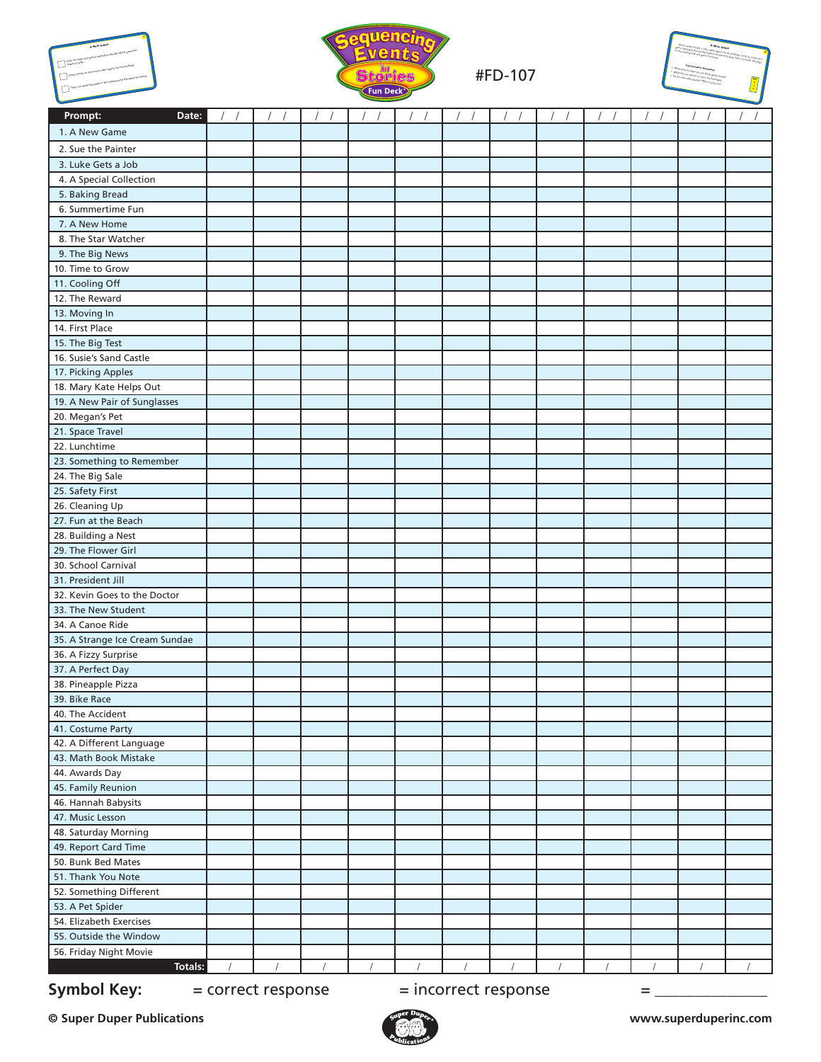# Sequencing Events in Stories Fun Deck

#FD-107

| Prompt: Date: | / / | / / | / / | / / | / / | / / | / / | / / | / / | / / | / / | / / |
|---|---|---|---|---|---|---|---|---|---|---|---|---|
| 1. A New Game | | | | | | | | | | | | |
| 2. Sue the Painter | | | | | | | | | | | | |
| 3. Luke Gets a Job | | | | | | | | | | | | |
| 4. A Special Collection | | | | | | | | | | | | |
| 5. Baking Bread | | | | | | | | | | | | |
| 6. Summertime Fun | | | | | | | | | | | | |
| 7. A New Home | | | | | | | | | | | | |
| 8. The Star Watcher | | | | | | | | | | | | |
| 9. The Big News | | | | | | | | | | | | |
| 10. Time to Grow | | | | | | | | | | | | |
| 11. Cooling Off | | | | | | | | | | | | |
| 12. The Reward | | | | | | | | | | | | |
| 13. Moving In | | | | | | | | | | | | |
| 14. First Place | | | | | | | | | | | | |
| 15. The Big Test | | | | | | | | | | | | |
| 16. Susie's Sand Castle | | | | | | | | | | | | |
| 17. Picking Apples | | | | | | | | | | | | |
| 18. Mary Kate Helps Out | | | | | | | | | | | | |
| 19. A New Pair of Sunglasses | | | | | | | | | | | | |
| 20. Megan's Pet | | | | | | | | | | | | |
| 21. Space Travel | | | | | | | | | | | | |
| 22. Lunchtime | | | | | | | | | | | | |
| 23. Something to Remember | | | | | | | | | | | | |
| 24. The Big Sale | | | | | | | | | | | | |
| 25. Safety First | | | | | | | | | | | | |
| 26. Cleaning Up | | | | | | | | | | | | |
| 27. Fun at the Beach | | | | | | | | | | | | |
| 28. Building a Nest | | | | | | | | | | | | |
| 29. The Flower Girl | | | | | | | | | | | | |
| 30. School Carnival | | | | | | | | | | | | |
| 31. President Jill | | | | | | | | | | | | |
| 32. Kevin Goes to the Doctor | | | | | | | | | | | | |
| 33. The New Student | | | | | | | | | | | | |
| 34. A Canoe Ride | | | | | | | | | | | | |
| 35. A Strange Ice Cream Sundae | | | | | | | | | | | | |
| 36. A Fizzy Surprise | | | | | | | | | | | | |
| 37. A Perfect Day | | | | | | | | | | | | |
| 38. Pineapple Pizza | | | | | | | | | | | | |
| 39. Bike Race | | | | | | | | | | | | |
| 40. The Accident | | | | | | | | | | | | |
| 41. Costume Party | | | | | | | | | | | | |
| 42. A Different Language | | | | | | | | | | | | |
| 43. Math Book Mistake | | | | | | | | | | | | |
| 44. Awards Day | | | | | | | | | | | | |
| 45. Family Reunion | | | | | | | | | | | | |
| 46. Hannah Babysits | | | | | | | | | | | | |
| 47. Music Lesson | | | | | | | | | | | | |
| 48. Saturday Morning | | | | | | | | | | | | |
| 49. Report Card Time | | | | | | | | | | | | |
| 50. Bunk Bed Mates | | | | | | | | | | | | |
| 51. Thank You Note | | | | | | | | | | | | |
| 52. Something Different | | | | | | | | | | | | |
| 53. A Pet Spider | | | | | | | | | | | | |
| 54. Elizabeth Exercises | | | | | | | | | | | | |
| 55. Outside the Window | | | | | | | | | | | | |
| 56. Friday Night Movie | | | | | | | | | | | | |
| Totals: | / | / | / | / | / | / | / | / | / | / | / | / |

**Symbol Key:** = correct response = incorrect response = _______________

© Super Duper Publications www.superduperinc.com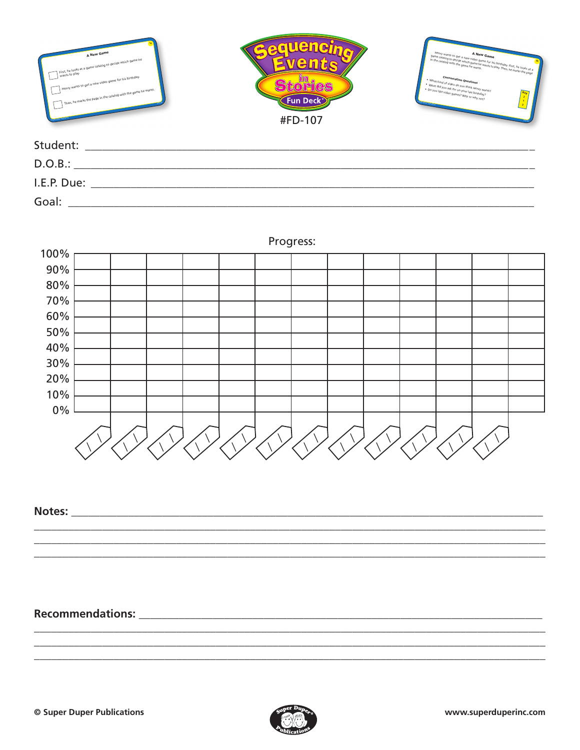Sequencing Events in Stories Fun Deck®

#FD-107

Student: ___________________________________________

D.O.B.: ___________________________________________

I.E.P. Due: ___________________________________________

Goal: ___________________________________________

Progress:

100%
90%
80%
70%
60%
50%
40%
30%
20%
10%
0%

**Notes:** ___________________________________________

___________________________________________

___________________________________________

___________________________________________

**Recommendations:** ___________________________________________

___________________________________________

___________________________________________

___________________________________________

**© Super Duper Publications**

**www.superduperinc.com**